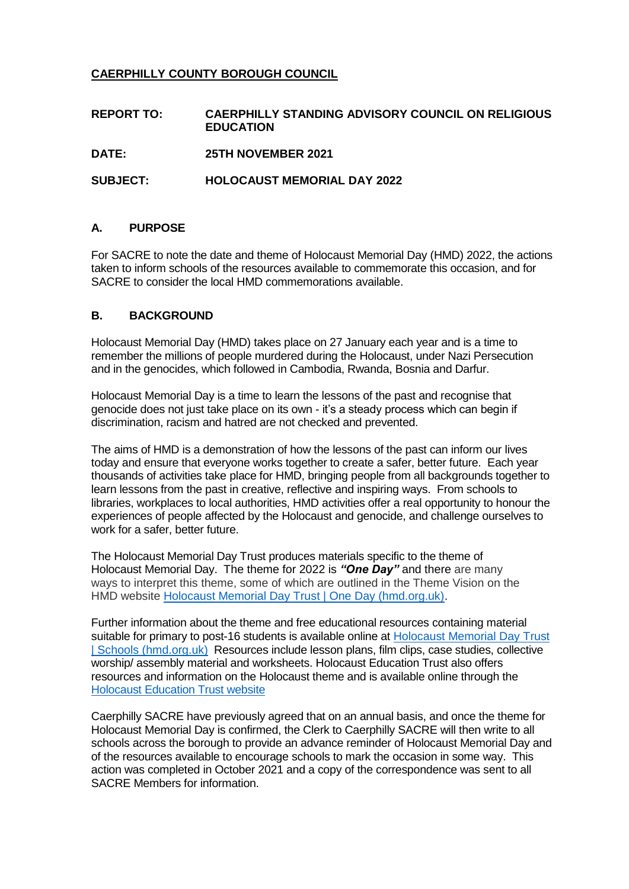**CAERPHILLY COUNTY BOROUGH COUNCIL**

**REPORT TO:** **CAERPHILLY STANDING ADVISORY COUNCIL ON RELIGIOUS EDUCATION**

**DATE:** **25TH NOVEMBER 2021**

**SUBJECT:** **HOLOCAUST MEMORIAL DAY 2022**

## A. PURPOSE

For SACRE to note the date and theme of Holocaust Memorial Day (HMD) 2022, the actions taken to inform schools of the resources available to commemorate this occasion, and for SACRE to consider the local HMD commemorations available.

## B. BACKGROUND

Holocaust Memorial Day (HMD) takes place on 27 January each year and is a time to remember the millions of people murdered during the Holocaust, under Nazi Persecution and in the genocides, which followed in Cambodia, Rwanda, Bosnia and Darfur.

Holocaust Memorial Day is a time to learn the lessons of the past and recognise that genocide does not just take place on its own - it's a steady process which can begin if discrimination, racism and hatred are not checked and prevented.

The aims of HMD is a demonstration of how the lessons of the past can inform our lives today and ensure that everyone works together to create a safer, better future. Each year thousands of activities take place for HMD, bringing people from all backgrounds together to learn lessons from the past in creative, reflective and inspiring ways. From schools to libraries, workplaces to local authorities, HMD activities offer a real opportunity to honour the experiences of people affected by the Holocaust and genocide, and challenge ourselves to work for a safer, better future.

The Holocaust Memorial Day Trust produces materials specific to the theme of Holocaust Memorial Day. The theme for 2022 is ***"One Day"*** and there are many ways to interpret this theme, some of which are outlined in the Theme Vision on the HMD website Holocaust Memorial Day Trust | One Day (hmd.org.uk).

Further information about the theme and free educational resources containing material suitable for primary to post-16 students is available online at Holocaust Memorial Day Trust | Schools (hmd.org.uk) Resources include lesson plans, film clips, case studies, collective worship/ assembly material and worksheets. Holocaust Education Trust also offers resources and information on the Holocaust theme and is available online through the Holocaust Education Trust website

Caerphilly SACRE have previously agreed that on an annual basis, and once the theme for Holocaust Memorial Day is confirmed, the Clerk to Caerphilly SACRE will then write to all schools across the borough to provide an advance reminder of Holocaust Memorial Day and of the resources available to encourage schools to mark the occasion in some way. This action was completed in October 2021 and a copy of the correspondence was sent to all SACRE Members for information.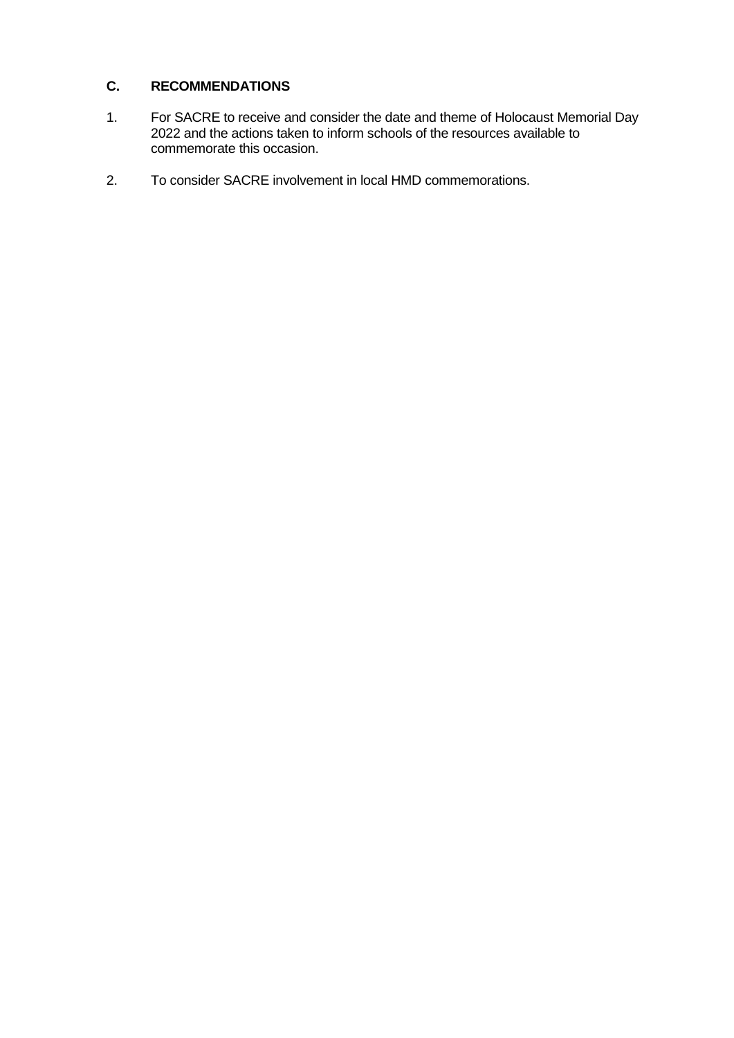## C. RECOMMENDATIONS

1. For SACRE to receive and consider the date and theme of Holocaust Memorial Day 2022 and the actions taken to inform schools of the resources available to commemorate this occasion.

2. To consider SACRE involvement in local HMD commemorations.